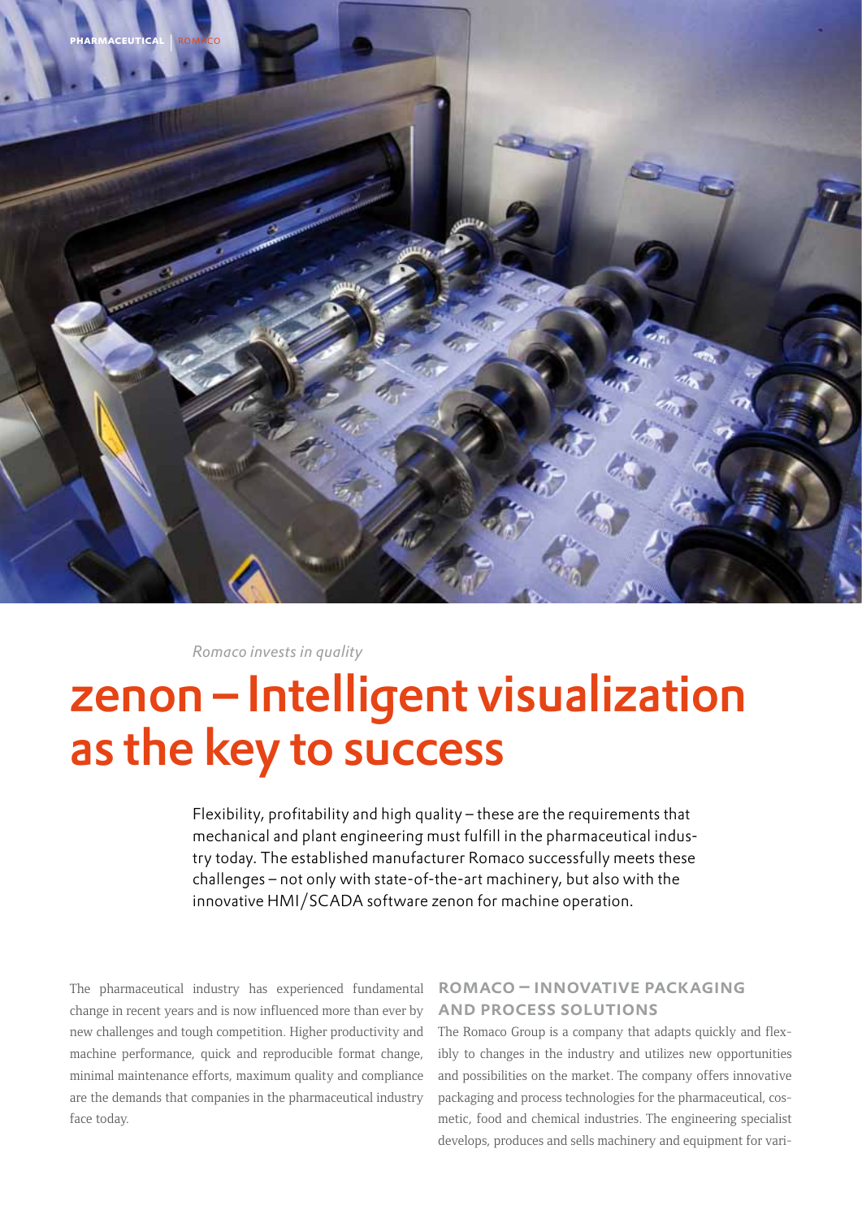*Romaco invests in quality*

# zenon – Intelligent visualization as the key to success

Flexibility, profitability and high quality – these are the requirements that mechanical and plant engineering must fulfill in the pharmaceutical industry today. The established manufacturer Romaco successfully meets these challenges – not only with state-of-the-art machinery, but also with the innovative HMI/SCADA software zenon for machine operation.

The pharmaceutical industry has experienced fundamental change in recent years and is now influenced more than ever by new challenges and tough competition. Higher productivity and machine performance, quick and reproducible format change, minimal maintenance efforts, maximum quality and compliance are the demands that companies in the pharmaceutical industry face today.

## ROMACO – INNOVATIVE PACKAGING AND PROCESS SOLUTIONS

The Romaco Group is a company that adapts quickly and flexibly to changes in the industry and utilizes new opportunities and possibilities on the market. The company offers innovative packaging and process technologies for the pharmaceutical, cosmetic, food and chemical industries. The engineering specialist develops, produces and sells machinery and equipment for vari-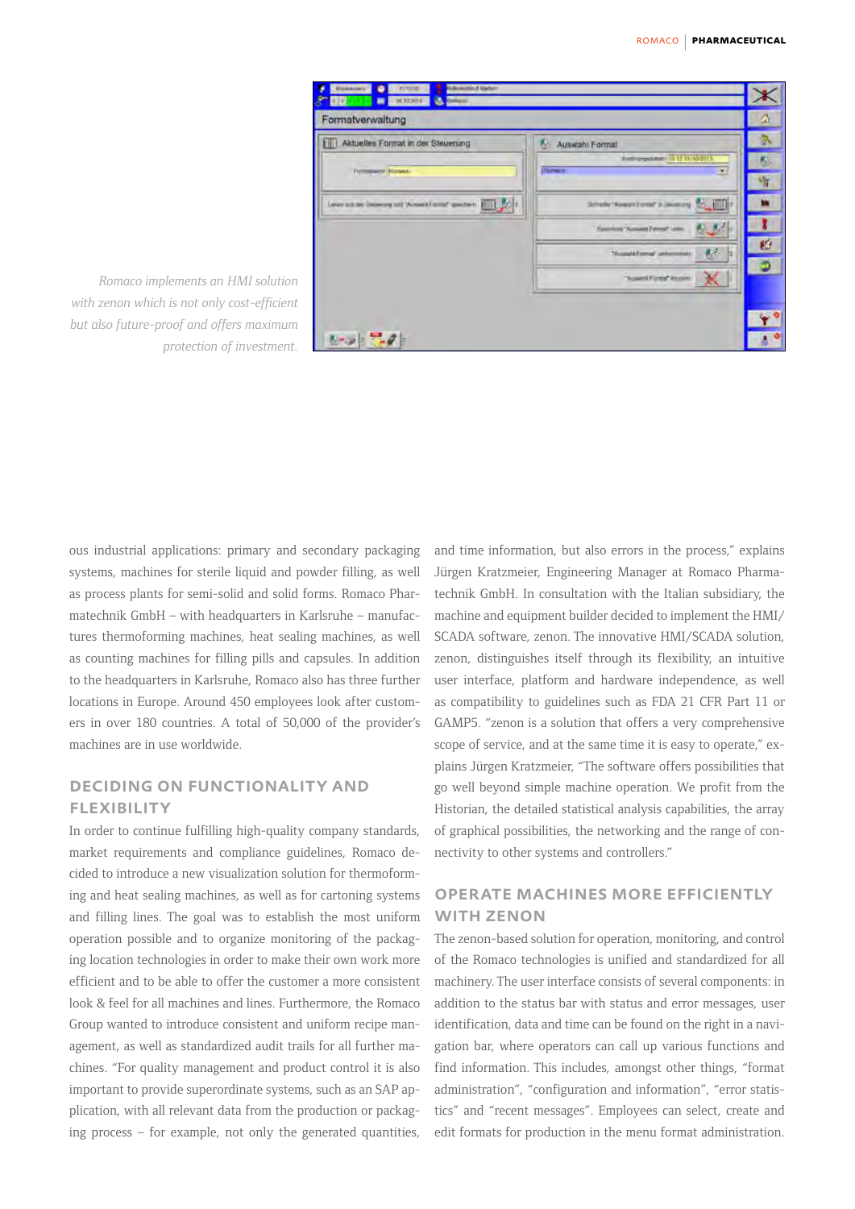*Romaco implements an HMI solution with zenon which is not only cost-efficient but also future-proof and offers maximum protection of investment.*

ous industrial applications: primary and secondary packaging systems, machines for sterile liquid and powder filling, as well as process plants for semi-solid and solid forms. Romaco Pharmatechnik GmbH – with headquarters in Karlsruhe – manufactures thermoforming machines, heat sealing machines, as well as counting machines for filling pills and capsules. In addition to the headquarters in Karlsruhe, Romaco also has three further locations in Europe. Around 450 employees look after customers in over 180 countries. A total of 50,000 of the provider's machines are in use worldwide.

## DECIDING ON FUNCTIONALITY AND FLEXIBILITY

In order to continue fulfilling high-quality company standards, market requirements and compliance guidelines, Romaco decided to introduce a new visualization solution for thermoforming and heat sealing machines, as well as for cartoning systems and filling lines. The goal was to establish the most uniform operation possible and to organize monitoring of the packaging location technologies in order to make their own work more efficient and to be able to offer the customer a more consistent look & feel for all machines and lines. Furthermore, the Romaco Group wanted to introduce consistent and uniform recipe management, as well as standardized audit trails for all further machines. "For quality management and product control it is also important to provide superordinate systems, such as an SAP application, with all relevant data from the production or packaging process – for example, not only the generated quantities, and time information, but also errors in the process," explains Jürgen Kratzmeier, Engineering Manager at Romaco Pharmatechnik GmbH. In consultation with the Italian subsidiary, the machine and equipment builder decided to implement the HMI/SCADA software, zenon. The innovative HMI/SCADA solution, zenon, distinguishes itself through its flexibility, an intuitive user interface, platform and hardware independence, as well as compatibility to guidelines such as FDA 21 CFR Part 11 or GAMP5. "zenon is a solution that offers a very comprehensive scope of service, and at the same time it is easy to operate," explains Jürgen Kratzmeier, "The software offers possibilities that go well beyond simple machine operation. We profit from the Historian, the detailed statistical analysis capabilities, the array of graphical possibilities, the networking and the range of connectivity to other systems and controllers."

## OPERATE MACHINES MORE EFFICIENTLY WITH ZENON

The zenon-based solution for operation, monitoring, and control of the Romaco technologies is unified and standardized for all machinery. The user interface consists of several components: in addition to the status bar with status and error messages, user identification, data and time can be found on the right in a navigation bar, where operators can call up various functions and find information. This includes, amongst other things, "format administration", "configuration and information", "error statistics" and "recent messages". Employees can select, create and edit formats for production in the menu format administration.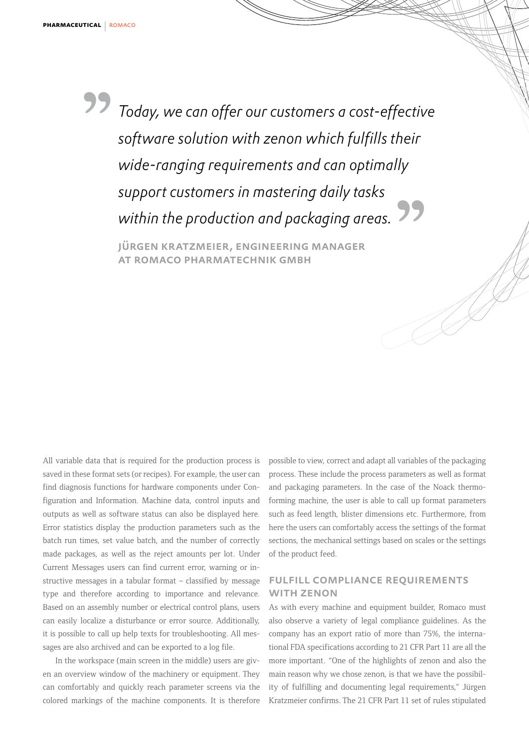> *Today, we can offer our customers a cost-effective software solution with zenon which fulfills their wide-ranging requirements and can optimally support customers in mastering daily tasks within the production and packaging areas.*
>
> **JÜRGEN KRATZMEIER, ENGINEERING MANAGER AT ROMACO PHARMATECHNIK GMBH**

All variable data that is required for the production process is saved in these format sets (or recipes). For example, the user can find diagnosis functions for hardware components under Configuration and Information. Machine data, control inputs and outputs as well as software status can also be displayed here. Error statistics display the production parameters such as the batch run times, set value batch, and the number of correctly made packages, as well as the reject amounts per lot. Under Current Messages users can find current error, warning or instructive messages in a tabular format – classified by message type and therefore according to importance and relevance. Based on an assembly number or electrical control plans, users can easily localize a disturbance or error source. Additionally, it is possible to call up help texts for troubleshooting. All messages are also archived and can be exported to a log file.

In the workspace (main screen in the middle) users are given an overview window of the machinery or equipment. They can comfortably and quickly reach parameter screens via the colored markings of the machine components. It is therefore possible to view, correct and adapt all variables of the packaging process. These include the process parameters as well as format and packaging parameters. In the case of the Noack thermoforming machine, the user is able to call up format parameters such as feed length, blister dimensions etc. Furthermore, from here the users can comfortably access the settings of the format sections, the mechanical settings based on scales or the settings of the product feed.

## FULFILL COMPLIANCE REQUIREMENTS WITH ZENON

As with every machine and equipment builder, Romaco must also observe a variety of legal compliance guidelines. As the company has an export ratio of more than 75%, the international FDA specifications according to 21 CFR Part 11 are all the more important. "One of the highlights of zenon and also the main reason why we chose zenon, is that we have the possibility of fulfilling and documenting legal requirements," Jürgen Kratzmeier confirms. The 21 CFR Part 11 set of rules stipulated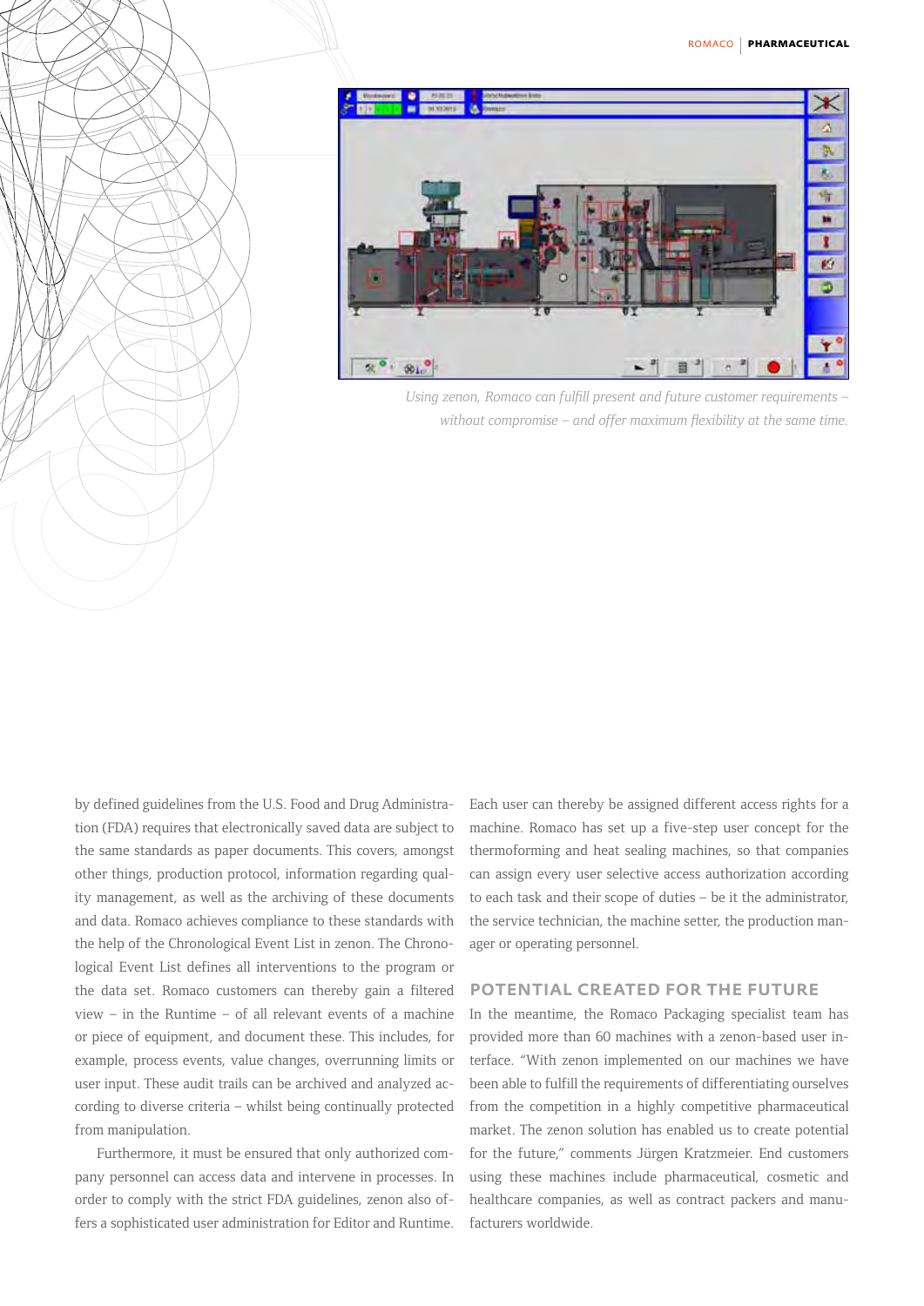*Using zenon, Romaco can fulfill present and future customer requirements – without compromise – and offer maximum flexibility at the same time.*

by defined guidelines from the U.S. Food and Drug Administration (FDA) requires that electronically saved data are subject to the same standards as paper documents. This covers, amongst other things, production protocol, information regarding quality management, as well as the archiving of these documents and data. Romaco achieves compliance to these standards with the help of the Chronological Event List in zenon. The Chronological Event List defines all interventions to the program or the data set. Romaco customers can thereby gain a filtered view – in the Runtime – of all relevant events of a machine or piece of equipment, and document these. This includes, for example, process events, value changes, overrunning limits or user input. These audit trails can be archived and analyzed according to diverse criteria – whilst being continually protected from manipulation.

Furthermore, it must be ensured that only authorized company personnel can access data and intervene in processes. In order to comply with the strict FDA guidelines, zenon also offers a sophisticated user administration for Editor and Runtime. Each user can thereby be assigned different access rights for a machine. Romaco has set up a five-step user concept for the thermoforming and heat sealing machines, so that companies can assign every user selective access authorization according to each task and their scope of duties – be it the administrator, the service technician, the machine setter, the production manager or operating personnel.

## POTENTIAL CREATED FOR THE FUTURE

In the meantime, the Romaco Packaging specialist team has provided more than 60 machines with a zenon-based user interface. "With zenon implemented on our machines we have been able to fulfill the requirements of differentiating ourselves from the competition in a highly competitive pharmaceutical market. The zenon solution has enabled us to create potential for the future," comments Jürgen Kratzmeier. End customers using these machines include pharmaceutical, cosmetic and healthcare companies, as well as contract packers and manufacturers worldwide.